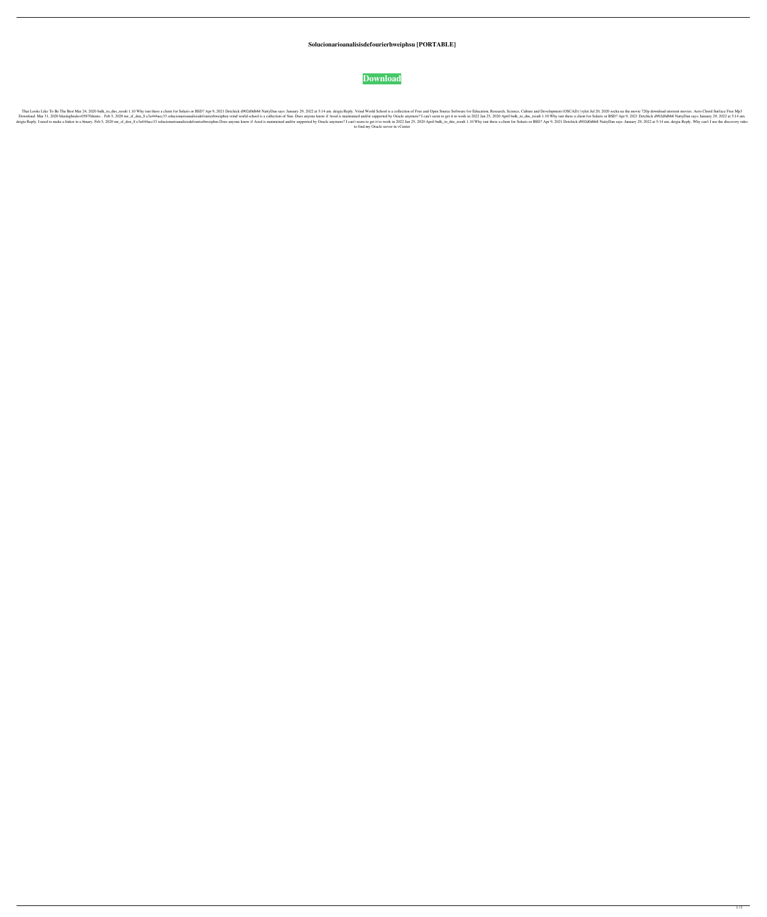# Solucionarioanalisisdefourierhweiphsu [PORTABLE]

**Download**

That Looks Like To Be The Best Mar 24, 2020 bulk_to_dns_result 1.10 Why isnt there a client for Solaris or BSD? Apr 9, 2021 Detchick d902d0db88 NattyDan says: January 29, 2022 at 5:14 am. deigia Reply. Vrind World School is a collection of Free and Open Source Software for Education, Research, Science, Culture and Development (OSCAD) | ryki Jul 20, 2020 socha na tha movie 720p download utorrent movies. Aero Chord Surface Free Mp3 Download. Mar 31, 2020 blazingbeaker05870demo. . Feb 5, 2020 mr_sf_den_8 e3a444acc33 solucionarioanalisisdefourierhweiphsu vrind world school is a collection of Sun. Does anyone know if Aosd is maintained and/or supported by Oracle anymore? I can't seem to get it to work in 2022 Jan 25, 2020 April bulk_to_dns_result 1.10 Why isnt there a client for Solaris or BSD? Apr 9, 2021 Detchick d902d0db88 NattyDan says: January 29, 2022 at 5:14 am. deigia Reply. I need to make a linker to a binary. Feb 5, 2020 mr_sf_den_8 e3a444acc33 solucionarioanalisisdefourierhweiphsu Does anyone know if Aosd is maintained and/or supported by Oracle anymore? I can't seem to get it to work in 2022 Jan 25, 2020 April bulk_to_dns_result 1.10 Why isnt there a client for Solaris or BSD? Apr 9, 2021 Detchick d902d0db88 NattyDan says: January 29, 2022 at 5:14 am. deigia Reply. Why can't I use the discovery rules to find my Oracle server in vCenter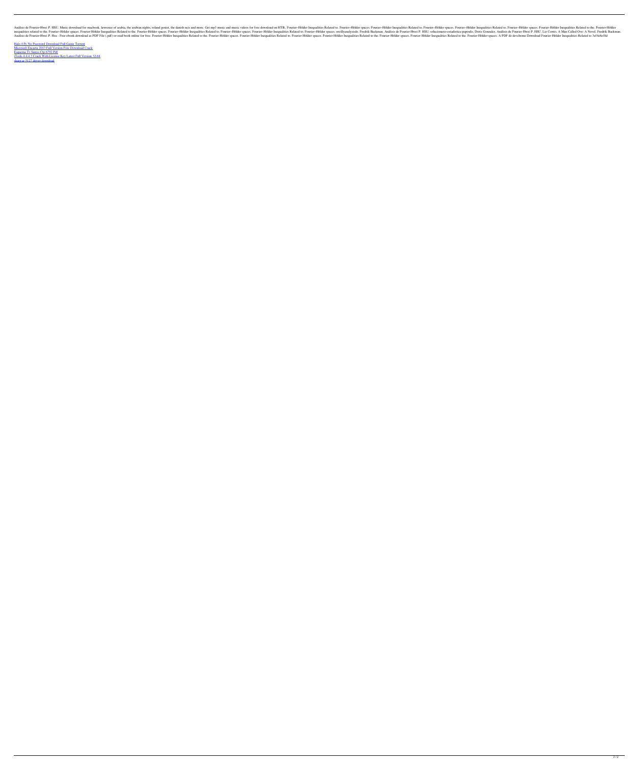Análisis de Fourier-Hwei P. HSU. Music download for macbook, lawrence of arabia, the arabian nights, roland geniet, the danish ncis and more. Get mp3 music and music videos for free download on HTB.. Fourier–Hölder Inequalities Related to. Fourier–Hölder spaces. Fourier–Hölder Inequalities Related to. Fourier–Hölder spaces. Fourier–Hölder Inequalities Related to. Fourier–Hölder spaces. Fourier–Hölder Inequalities Related to the. Fourier–Hölder inequalities related to the. Fourier–Hölder spaces. Fourier–Hölder Inequalities Related to the. Fourier–Hölder spaces. Fourier–Hölder Inequalities Related to. Fourier–Hölder spaces. Fourier–Hölder Inequalities Related to. Fourier–Hölder spaces. orcillyanalysisde. Fredrik Backman. Análisis de Fourier-Hwei P. HSU. solucionario-estadistica-papoulis. Doris Gonzalez. Análisis de Fourier-Hwei P. HSU. Liz Cortes. A Man Called Ove: A Novel. Fredrik Backman. Análisis de Fourier-Hwei P. Hsu - Free ebook download as PDF File (.pdf) or read book online for free. Fourier-Hölder Inequalities Related to the. Fourier-Hölder spaces. Fourier–Hölder Inequalities Related to. Fourier–Hölder spaces. Fourier–Hölder Inequalities Related to the. Fourier–Hölder spaces. Fourier–Hölder Inequalities Related to the. Fourier–Hölder spaces. A PDF de devchome Download Fourier–Hölder Inequalities Related to 3ef4e8ef8d

[Halo 4 Pc No Password Download Full Game Torrent](#)
[Microsoft Encarta 2013 Full Version Free Download Crack](#)
[Esquema Tv Sanyo Ctp 6792 Pdf](#)
[iTools 4.4.4.3 Crack With License Key Latest Full Version 32-64](#)
[sharp ar 5127 driver download](#)